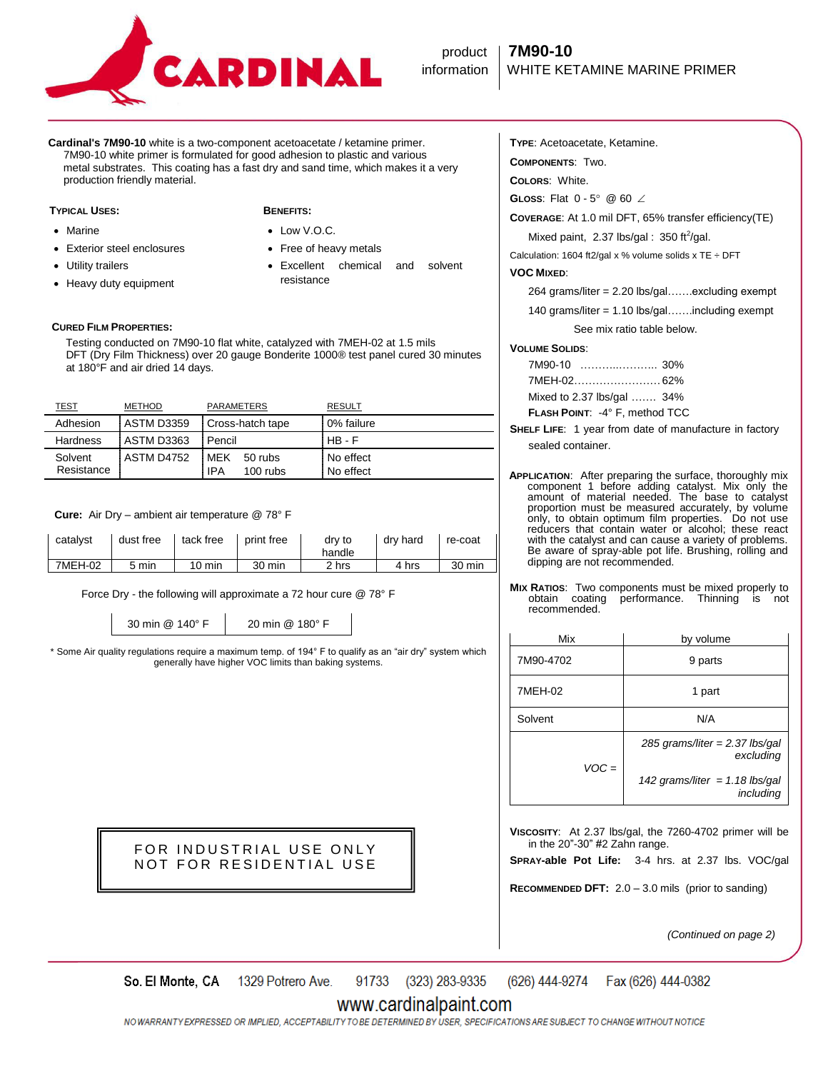# CARDINAL

product information | **7M90-10** WHITE KETAMINE MARINE PRIMER

**Cardinal's 7M90-10** white is a two-component acetoacetate / ketamine primer. 7M90-10 white primer is formulated for good adhesion to plastic and various metal substrates. This coating has a fast dry and sand time, which makes it a very production friendly material.

### Typical Uses:

- Marine
- Exterior steel enclosures
- Utility trailers
- Heavy duty equipment

### Benefits:

- Low V.O.C.
- Free of heavy metals
- Excellent chemical and solvent resistance

### Cured Film Properties:

Testing conducted on 7M90-10 flat white, catalyzed with 7MEH-02 at 1.5 mils DFT (Dry Film Thickness) over 20 gauge Bonderite 1000® test panel cured 30 minutes at 180°F and air dried 14 days.

| TEST | METHOD | PARAMETERS | RESULT |
|---|---|---|---|
| Adhesion | ASTM D3359 | Cross-hatch tape | 0% failure |
| Hardness | ASTM D3363 | Pencil | HB - F |
| Solvent Resistance | ASTM D4752 | MEK 50 rubs<br>IPA 100 rubs | No effect<br>No effect |

**Cure:** Air Dry – ambient air temperature @ 78° F

| catalyst | dust free | tack free | print free | dry to handle | dry hard | re-coat |
|---|---|---|---|---|---|---|
| 7MEH-02 | 5 min | 10 min | 30 min | 2 hrs | 4 hrs | 30 min |

Force Dry - the following will approximate a 72 hour cure @ 78° F

| 30 min @ 140° F | 20 min @ 180° F |
|---|---|

\* Some Air quality regulations require a maximum temp. of 194° F to qualify as an "air dry" system which generally have higher VOC limits than baking systems.

**FOR INDUSTRIAL USE ONLY**
**NOT FOR RESIDENTIAL USE**

**Type**: Acetoacetate, Ketamine.

**Components**: Two.

**Colors**: White.

**Gloss**: Flat 0 - 5° @ 60 ∠

**Coverage**: At 1.0 mil DFT, 65% transfer efficiency(TE)

Mixed paint, 2.37 lbs/gal : 350 ft$^2$/gal.

Calculation: 1604 ft2/gal x % volume solids x TE ÷ DFT

**VOC Mixed**:

264 grams/liter = 2.20 lbs/gal…….excluding exempt

140 grams/liter = 1.10 lbs/gal…….including exempt

See mix ratio table below.

**Volume Solids**:

7M90-10 ……………….. 30%

7MEH-02…………………… 62%

Mixed to 2.37 lbs/gal ……. 34%

**Flash Point**: -4° F, method TCC

**Shelf Life**: 1 year from date of manufacture in factory sealed container.

**Application**: After preparing the surface, thoroughly mix component 1 before adding catalyst. Mix only the amount of material needed. The base to catalyst proportion must be measured accurately, by volume only, to obtain optimum film properties. Do not use reducers that contain water or alcohol; these react with the catalyst and can cause a variety of problems. Be aware of spray-able pot life. Brushing, rolling and dipping are not recommended.

**Mix Ratios**: Two components must be mixed properly to obtain coating performance. Thinning is not recommended.

| Mix | by volume |
|---|---|
| 7M90-4702 | 9 parts |
| 7MEH-02 | 1 part |
| Solvent | N/A |
| *VOC =* | *285 grams/liter = 2.37 lbs/gal excluding*<br>*142 grams/liter = 1.18 lbs/gal including* |

**Viscosity**: At 2.37 lbs/gal, the 7260-4702 primer will be in the 20"-30" #2 Zahn range.

**Spray-able Pot Life:** 3-4 hrs. at 2.37 lbs. VOC/gal

**Recommended DFT:** 2.0 – 3.0 mils (prior to sanding)

*(Continued on page 2)*

So. El Monte, CA 1329 Potrero Ave. 91733 (323) 283-9335 (626) 444-9274 Fax (626) 444-0382

www.cardinalpaint.com

NO WARRANTY EXPRESSED OR IMPLIED, ACCEPTABILITY TO BE DETERMINED BY USER, SPECIFICATIONS ARE SUBJECT TO CHANGE WITHOUT NOTICE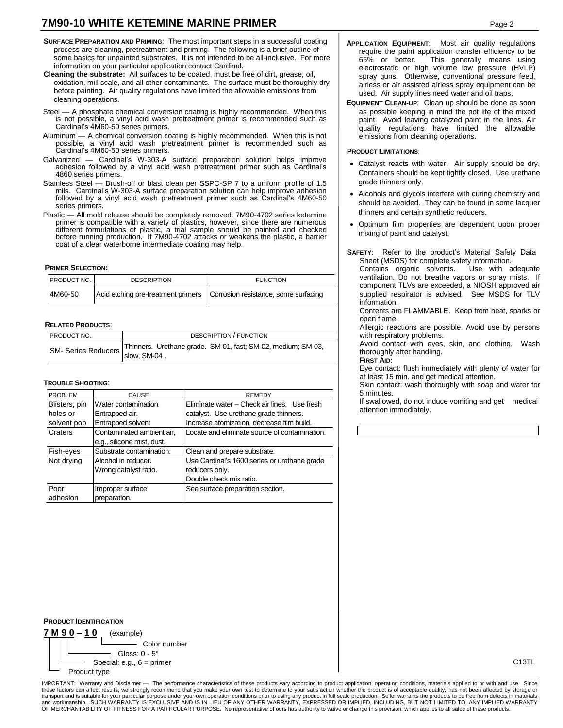**SURFACE PREPARATION AND PRIMING**: The most important steps in a successful coating process are cleaning, pretreatment and priming. The following is a brief outline of some basics for unpainted substrates. It is not intended to be all-inclusive. For more information on your particular application contact Cardinal.

**Cleaning the substrate:** All surfaces to be coated, must be free of dirt, grease, oil, oxidation, mill scale, and all other contaminants. The surface must be thoroughly dry before painting. Air quality regulations have limited the allowable emissions from cleaning operations.

Steel — A phosphate chemical conversion coating is highly recommended. When this is not possible, a vinyl acid wash pretreatment primer is recommended such as Cardinal's 4M60-50 series primers.

Aluminum — A chemical conversion coating is highly recommended. When this is not possible, a vinyl acid wash pretreatment primer is recommended such as Cardinal's 4M60-50 series primers.

Galvanized — Cardinal's W-303-A surface preparation solution helps improve adhesion followed by a vinyl acid wash pretreatment primer such as Cardinal's 4860 series primers.

Stainless Steel — Brush-off or blast clean per SSPC-SP 7 to a uniform profile of 1.5 mils. Cardinal's W-303-A surface preparation solution can help improve adhesion followed by a vinyl acid wash pretreatment primer such as Cardinal's 4M60-50 series primers.

Plastic — All mold release should be completely removed. 7M90-4702 series ketamine primer is compatible with a variety of plastics, however, since there are numerous different formulations of plastic, a trial sample should be painted and checked before running production. If 7M90-4702 attacks or weakens the plastic, a barrier coat of a clear waterborne intermediate coating may help.

**PRIMER SELECTION:**

| PRODUCT NO. | DESCRIPTION | FUNCTION |
|---|---|---|
| 4M60-50 | Acid etching pre-treatment primers | Corrosion resistance, some surfacing |

**RELATED PRODUCTS**:

| PRODUCT NO. | DESCRIPTION / FUNCTION |
|---|---|
| SM- Series Reducers | Thinners. Urethane grade. SM-01, fast; SM-02, medium; SM-03, slow, SM-04 . |

**TROUBLE SHOOTING**:

| PROBLEM | CAUSE | REMEDY |
|---|---|---|
| Blisters, pin holes or solvent pop | Water contamination. Entrapped air. Entrapped solvent | Eliminate water – Check air lines. Use fresh catalyst. Use urethane grade thinners. Increase atomization, decrease film build. |
| Craters | Contaminated ambient air, e.g., silicone mist, dust. | Locate and eliminate source of contamination. |
| Fish-eyes | Substrate contamination. | Clean and prepare substrate. |
| Not drying | Alcohol in reducer. Wrong catalyst ratio. | Use Cardinal's 1600 series or urethane grade reducers only. Double check mix ratio. |
| Poor adhesion | Improper surface preparation. | See surface preparation section. |

**PRODUCT IDENTIFICATION**

**7 M 9 0 – 1 0** (example)

- Color number
- Gloss: 0 - 5°
- Special: e.g., 6 = primer
- Product type

**APPLICATION EQUIPMENT**: Most air quality regulations require the paint application transfer efficiency to be 65% or better. This generally means using electrostatic or high volume low pressure (HVLP) spray guns. Otherwise, conventional pressure feed, airless or air assisted airless spray equipment can be used. Air supply lines need water and oil traps.

**EQUIPMENT CLEAN-UP**: Clean up should be done as soon as possible keeping in mind the pot life of the mixed paint. Avoid leaving catalyzed paint in the lines. Air quality regulations have limited the allowable emissions from cleaning operations.

**PRODUCT LIMITATIONS**:

- Catalyst reacts with water. Air supply should be dry. Containers should be kept tightly closed. Use urethane grade thinners only.
- Alcohols and glycols interfere with curing chemistry and should be avoided. They can be found in some lacquer thinners and certain synthetic reducers.
- Optimum film properties are dependent upon proper mixing of paint and catalyst.

**SAFETY**: Refer to the product's Material Safety Data Sheet (MSDS) for complete safety information.

Contains organic solvents. Use with adequate ventilation. Do not breathe vapors or spray mists. If component TLVs are exceeded, a NIOSH approved air supplied respirator is advised. See MSDS for TLV information.

Contents are FLAMMABLE. Keep from heat, sparks or open flame.

Allergic reactions are possible. Avoid use by persons with respiratory problems.

Avoid contact with eyes, skin, and clothing. Wash thoroughly after handling.

**FIRST AID:**

Eye contact: flush immediately with plenty of water for at least 15 min. and get medical attention.

Skin contact: wash thoroughly with soap and water for 5 minutes.

If swallowed, do not induce vomiting and get medical attention immediately.

C13TL

IMPORTANT: Warranty and Disclaimer — The performance characteristics of these products vary according to product application, operating conditions, materials applied to or with and use. Since these factors can affect results, we strongly recommend that you make your own test to determine to your satisfaction whether the product is of acceptable quality, has not been affected by storage or transport and is suitable for your particular purpose under your own operation conditions prior to using any product in full scale production. Seller warrants the products to be free from defects in materials and workmanship. SUCH WARRANTY IS EXCLUSIVE AND IS IN LIEU OF ANY OTHER WARRANTY, EXPRESSED OR IMPLIED, INCLUDING, BUT NOT LIMITED TO, ANY IMPLIED WARRANTY OF MERCHANTABILITY OF FITNESS FOR A PARTICULAR PURPOSE. No representative of ours has authority to waive or change this provision, which applies to all sales of these products.